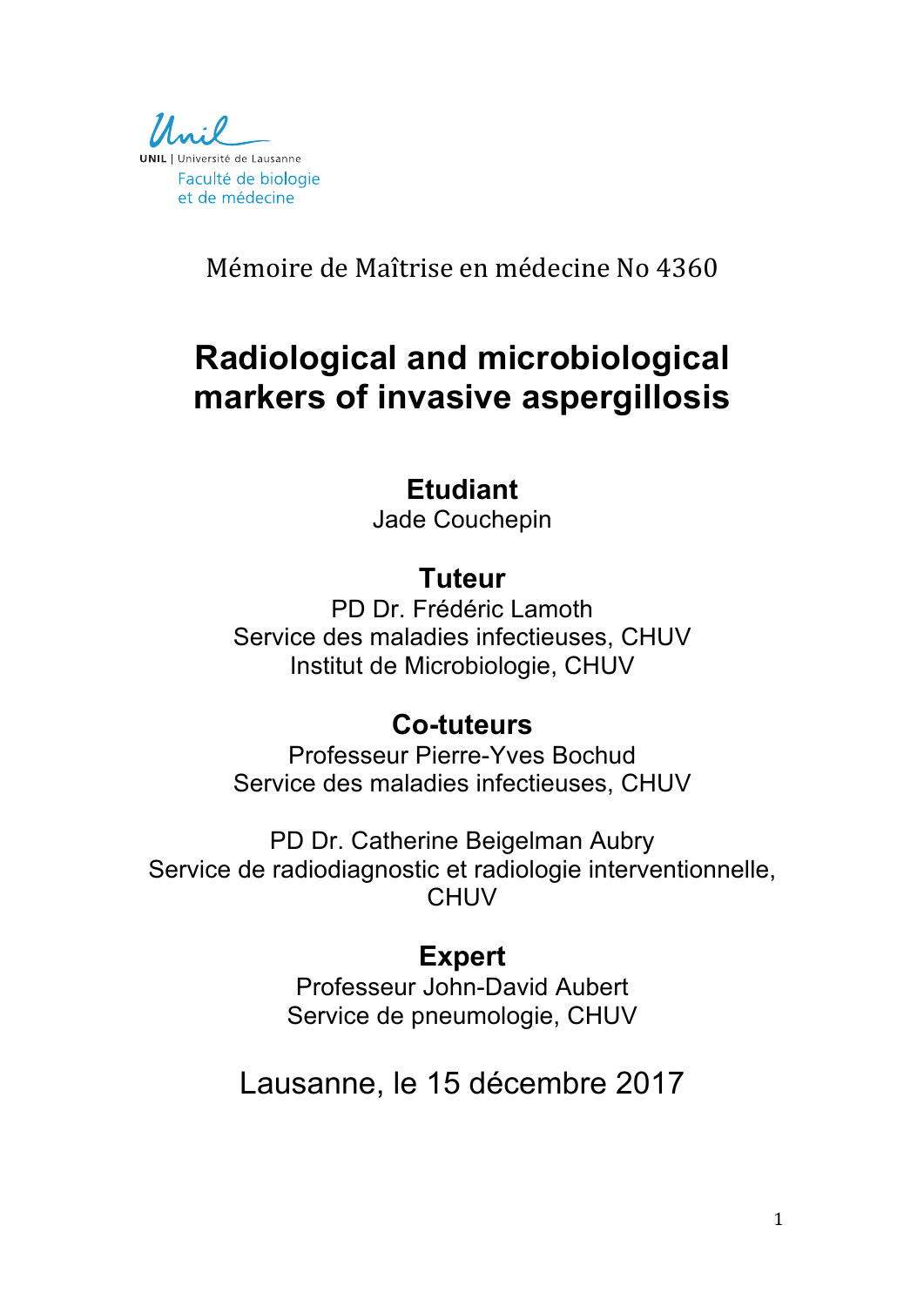UNIL | Université de Lausanne

Faculté de biologie et de médecine

Mémoire de Maîtrise en médecine No 4360

# Radiological and microbiological markers of invasive aspergillosis

**Etudiant**

Jade Couchepin

**Tuteur**

PD Dr. Frédéric Lamoth
Service des maladies infectieuses, CHUV
Institut de Microbiologie, CHUV

**Co-tuteurs**

Professeur Pierre-Yves Bochud
Service des maladies infectieuses, CHUV

PD Dr. Catherine Beigelman Aubry
Service de radiodiagnostic et radiologie interventionnelle, CHUV

**Expert**

Professeur John-David Aubert
Service de pneumologie, CHUV

Lausanne, le 15 décembre 2017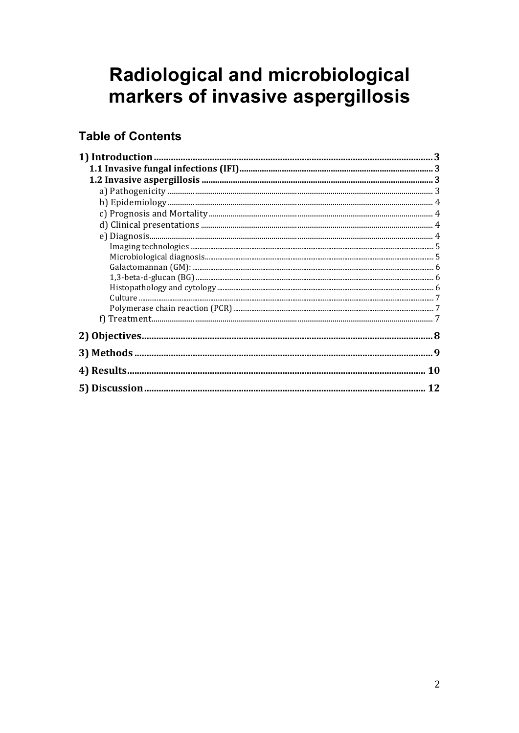# Radiological and microbiological markers of invasive aspergillosis

## Table of Contents

**1) Introduction** .......... **3**
- **1.1 Invasive fungal infections (IFI)** .......... **3**
- **1.2 Invasive aspergillosis** .......... **3**
  - a) Pathogenicity .......... 3
  - b) Epidemiology .......... 4
  - c) Prognosis and Mortality .......... 4
  - d) Clinical presentations .......... 4
  - e) Diagnosis .......... 4
    - Imaging technologies .......... 5
    - Microbiological diagnosis .......... 5
    - Galactomannan (GM): .......... 6
    - 1,3-beta-d-glucan (BG) .......... 6
    - Histopathology and cytology .......... 6
    - Culture .......... 7
    - Polymerase chain reaction (PCR) .......... 7
  - f) Treatment .......... 7

**2) Objectives** .......... **8**

**3) Methods** .......... **9**

**4) Results** .......... **10**

**5) Discussion** .......... **12**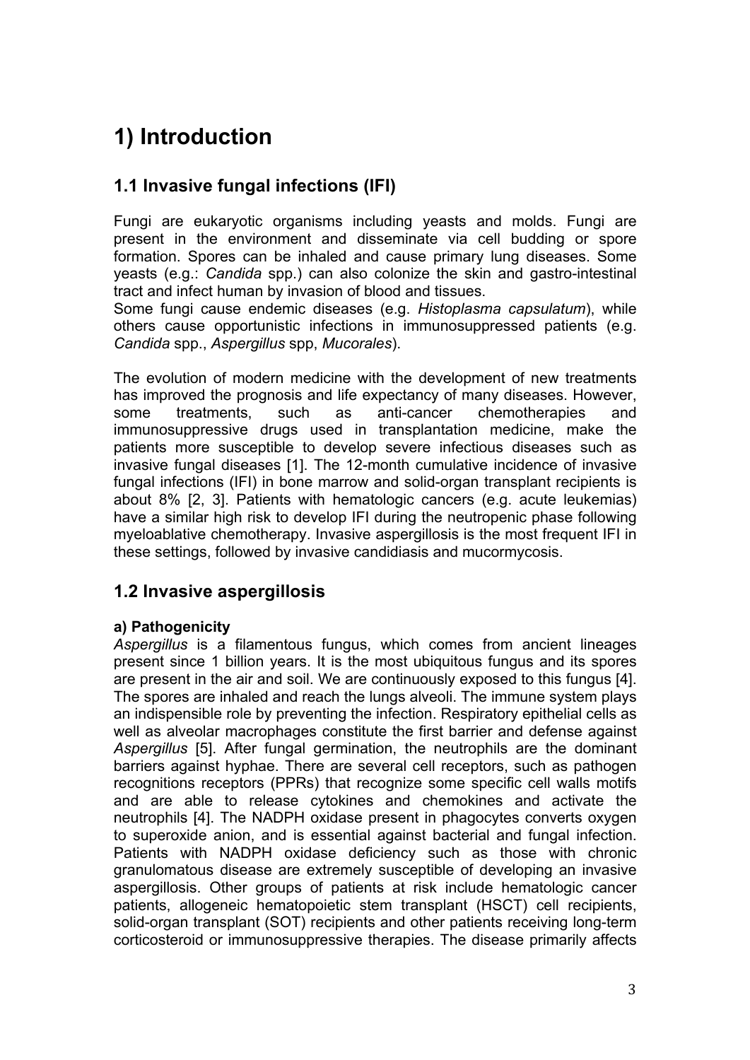# 1) Introduction

## 1.1 Invasive fungal infections (IFI)

Fungi are eukaryotic organisms including yeasts and molds. Fungi are present in the environment and disseminate via cell budding or spore formation. Spores can be inhaled and cause primary lung diseases. Some yeasts (e.g.: *Candida* spp.) can also colonize the skin and gastro-intestinal tract and infect human by invasion of blood and tissues.
Some fungi cause endemic diseases (e.g. *Histoplasma capsulatum*), while others cause opportunistic infections in immunosuppressed patients (e.g. *Candida* spp., *Aspergillus* spp, *Mucorales*).

The evolution of modern medicine with the development of new treatments has improved the prognosis and life expectancy of many diseases. However, some treatments, such as anti-cancer chemotherapies and immunosuppressive drugs used in transplantation medicine, make the patients more susceptible to develop severe infectious diseases such as invasive fungal diseases [1]. The 12-month cumulative incidence of invasive fungal infections (IFI) in bone marrow and solid-organ transplant recipients is about 8% [2, 3]. Patients with hematologic cancers (e.g. acute leukemias) have a similar high risk to develop IFI during the neutropenic phase following myeloablative chemotherapy. Invasive aspergillosis is the most frequent IFI in these settings, followed by invasive candidiasis and mucormycosis.

## 1.2 Invasive aspergillosis

**a) Pathogenicity**

*Aspergillus* is a filamentous fungus, which comes from ancient lineages present since 1 billion years. It is the most ubiquitous fungus and its spores are present in the air and soil. We are continuously exposed to this fungus [4]. The spores are inhaled and reach the lungs alveoli. The immune system plays an indispensible role by preventing the infection. Respiratory epithelial cells as well as alveolar macrophages constitute the first barrier and defense against *Aspergillus* [5]. After fungal germination, the neutrophils are the dominant barriers against hyphae. There are several cell receptors, such as pathogen recognitions receptors (PPRs) that recognize some specific cell walls motifs and are able to release cytokines and chemokines and activate the neutrophils [4]. The NADPH oxidase present in phagocytes converts oxygen to superoxide anion, and is essential against bacterial and fungal infection. Patients with NADPH oxidase deficiency such as those with chronic granulomatous disease are extremely susceptible of developing an invasive aspergillosis. Other groups of patients at risk include hematologic cancer patients, allogeneic hematopoietic stem transplant (HSCT) cell recipients, solid-organ transplant (SOT) recipients and other patients receiving long-term corticosteroid or immunosuppressive therapies. The disease primarily affects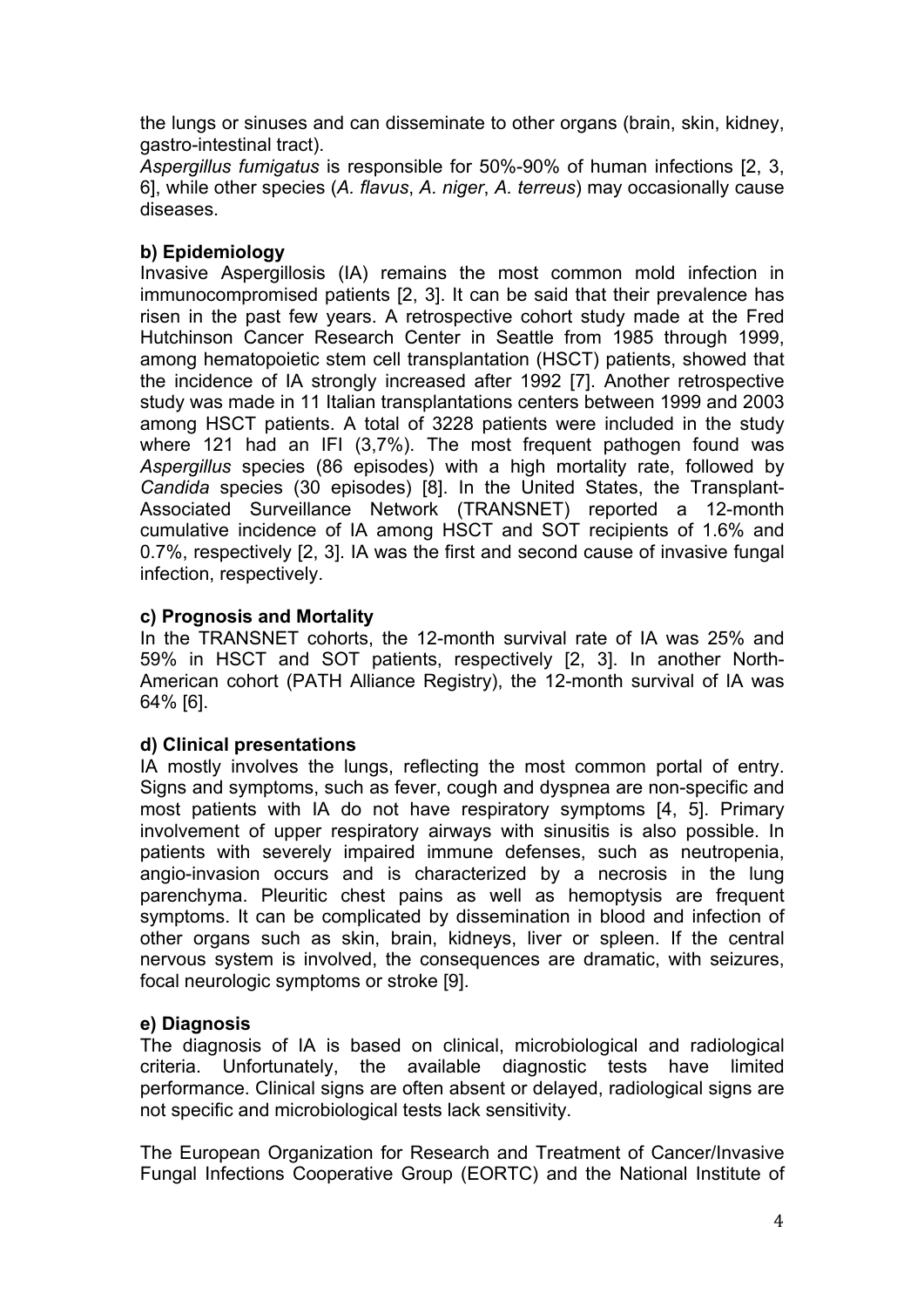the lungs or sinuses and can disseminate to other organs (brain, skin, kidney, gastro-intestinal tract).

*Aspergillus fumigatus* is responsible for 50%-90% of human infections [2, 3, 6], while other species (*A. flavus*, *A. niger*, *A. terreus*) may occasionally cause diseases.

**b) Epidemiology**

Invasive Aspergillosis (IA) remains the most common mold infection in immunocompromised patients [2, 3]. It can be said that their prevalence has risen in the past few years. A retrospective cohort study made at the Fred Hutchinson Cancer Research Center in Seattle from 1985 through 1999, among hematopoietic stem cell transplantation (HSCT) patients, showed that the incidence of IA strongly increased after 1992 [7]. Another retrospective study was made in 11 Italian transplantations centers between 1999 and 2003 among HSCT patients. A total of 3228 patients were included in the study where 121 had an IFI (3,7%). The most frequent pathogen found was *Aspergillus* species (86 episodes) with a high mortality rate, followed by *Candida* species (30 episodes) [8]. In the United States, the Transplant-Associated Surveillance Network (TRANSNET) reported a 12-month cumulative incidence of IA among HSCT and SOT recipients of 1.6% and 0.7%, respectively [2, 3]. IA was the first and second cause of invasive fungal infection, respectively.

**c) Prognosis and Mortality**

In the TRANSNET cohorts, the 12-month survival rate of IA was 25% and 59% in HSCT and SOT patients, respectively [2, 3]. In another North-American cohort (PATH Alliance Registry), the 12-month survival of IA was 64% [6].

**d) Clinical presentations**

IA mostly involves the lungs, reflecting the most common portal of entry. Signs and symptoms, such as fever, cough and dyspnea are non-specific and most patients with IA do not have respiratory symptoms [4, 5]. Primary involvement of upper respiratory airways with sinusitis is also possible. In patients with severely impaired immune defenses, such as neutropenia, angio-invasion occurs and is characterized by a necrosis in the lung parenchyma. Pleuritic chest pains as well as hemoptysis are frequent symptoms. It can be complicated by dissemination in blood and infection of other organs such as skin, brain, kidneys, liver or spleen. If the central nervous system is involved, the consequences are dramatic, with seizures, focal neurologic symptoms or stroke [9].

**e) Diagnosis**

The diagnosis of IA is based on clinical, microbiological and radiological criteria. Unfortunately, the available diagnostic tests have limited performance. Clinical signs are often absent or delayed, radiological signs are not specific and microbiological tests lack sensitivity.

The European Organization for Research and Treatment of Cancer/Invasive Fungal Infections Cooperative Group (EORTC) and the National Institute of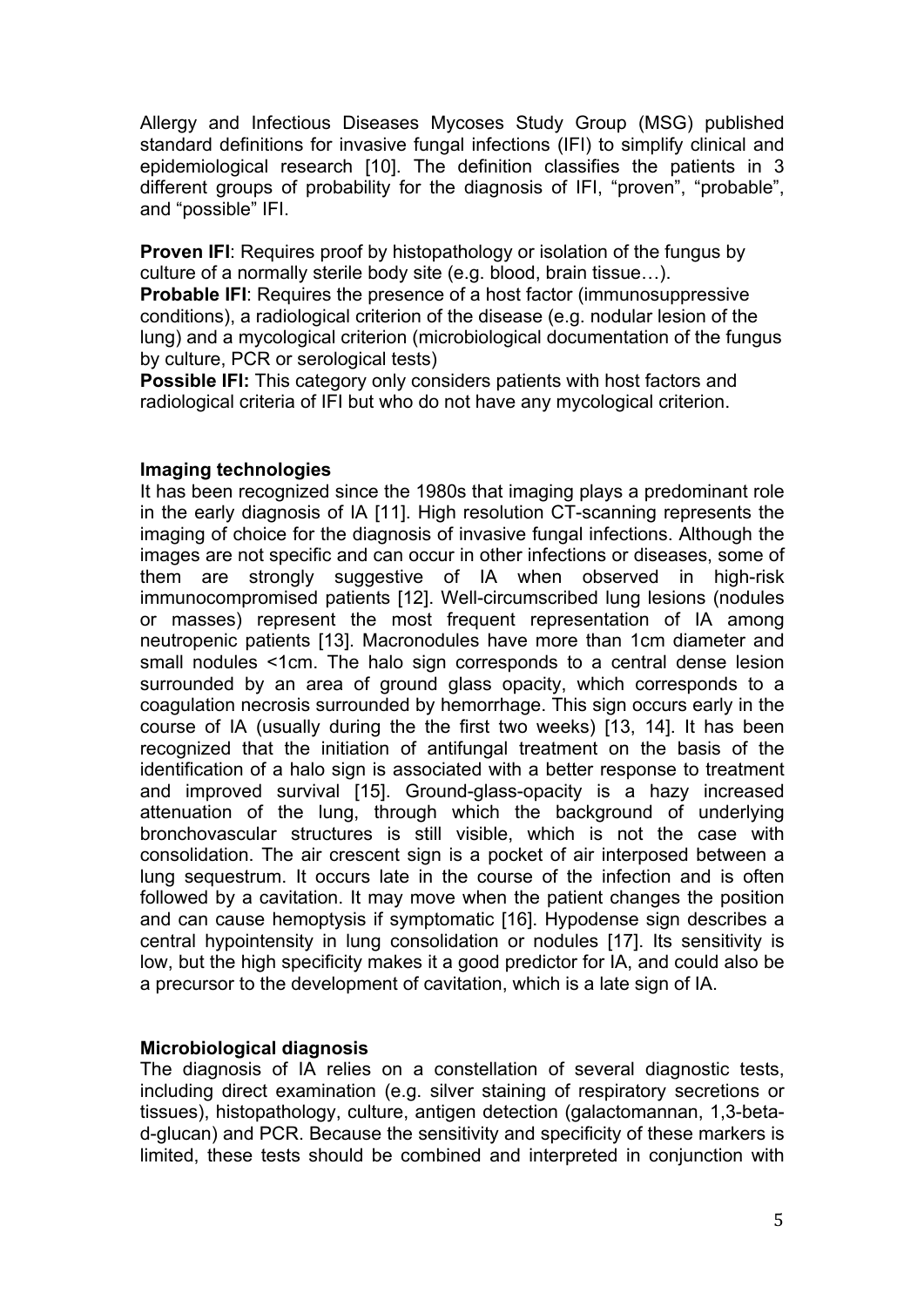Allergy and Infectious Diseases Mycoses Study Group (MSG) published standard definitions for invasive fungal infections (IFI) to simplify clinical and epidemiological research [10]. The definition classifies the patients in 3 different groups of probability for the diagnosis of IFI, “proven”, “probable”, and “possible” IFI.

**Proven IFI**: Requires proof by histopathology or isolation of the fungus by culture of a normally sterile body site (e.g. blood, brain tissue…).
**Probable IFI**: Requires the presence of a host factor (immunosuppressive conditions), a radiological criterion of the disease (e.g. nodular lesion of the lung) and a mycological criterion (microbiological documentation of the fungus by culture, PCR or serological tests)
**Possible IFI:** This category only considers patients with host factors and radiological criteria of IFI but who do not have any mycological criterion.

### Imaging technologies

It has been recognized since the 1980s that imaging plays a predominant role in the early diagnosis of IA [11]. High resolution CT-scanning represents the imaging of choice for the diagnosis of invasive fungal infections. Although the images are not specific and can occur in other infections or diseases, some of them are strongly suggestive of IA when observed in high-risk immunocompromised patients [12]. Well-circumscribed lung lesions (nodules or masses) represent the most frequent representation of IA among neutropenic patients [13]. Macronodules have more than 1cm diameter and small nodules <1cm. The halo sign corresponds to a central dense lesion surrounded by an area of ground glass opacity, which corresponds to a coagulation necrosis surrounded by hemorrhage. This sign occurs early in the course of IA (usually during the the first two weeks) [13, 14]. It has been recognized that the initiation of antifungal treatment on the basis of the identification of a halo sign is associated with a better response to treatment and improved survival [15]. Ground-glass-opacity is a hazy increased attenuation of the lung, through which the background of underlying bronchovascular structures is still visible, which is not the case with consolidation. The air crescent sign is a pocket of air interposed between a lung sequestrum. It occurs late in the course of the infection and is often followed by a cavitation. It may move when the patient changes the position and can cause hemoptysis if symptomatic [16]. Hypodense sign describes a central hypointensity in lung consolidation or nodules [17]. Its sensitivity is low, but the high specificity makes it a good predictor for IA, and could also be a precursor to the development of cavitation, which is a late sign of IA.

### Microbiological diagnosis

The diagnosis of IA relies on a constellation of several diagnostic tests, including direct examination (e.g. silver staining of respiratory secretions or tissues), histopathology, culture, antigen detection (galactomannan, 1,3-beta-d-glucan) and PCR. Because the sensitivity and specificity of these markers is limited, these tests should be combined and interpreted in conjunction with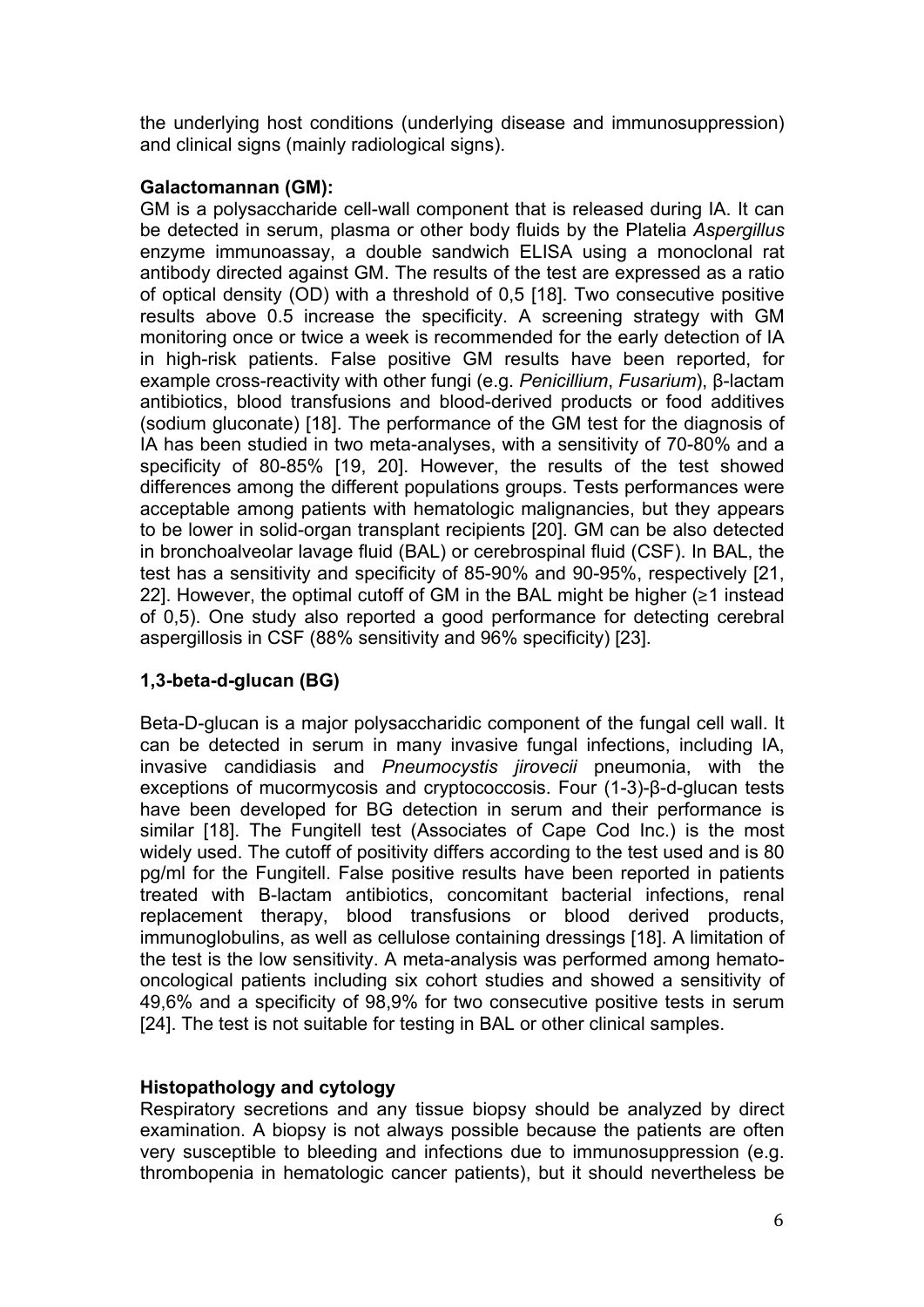the underlying host conditions (underlying disease and immunosuppression) and clinical signs (mainly radiological signs).

**Galactomannan (GM):**

GM is a polysaccharide cell-wall component that is released during IA. It can be detected in serum, plasma or other body fluids by the Platelia *Aspergillus* enzyme immunoassay, a double sandwich ELISA using a monoclonal rat antibody directed against GM. The results of the test are expressed as a ratio of optical density (OD) with a threshold of 0,5 [18]. Two consecutive positive results above 0.5 increase the specificity. A screening strategy with GM monitoring once or twice a week is recommended for the early detection of IA in high-risk patients. False positive GM results have been reported, for example cross-reactivity with other fungi (e.g. *Penicillium*, *Fusarium*), β-lactam antibiotics, blood transfusions and blood-derived products or food additives (sodium gluconate) [18]. The performance of the GM test for the diagnosis of IA has been studied in two meta-analyses, with a sensitivity of 70-80% and a specificity of 80-85% [19, 20]. However, the results of the test showed differences among the different populations groups. Tests performances were acceptable among patients with hematologic malignancies, but they appears to be lower in solid-organ transplant recipients [20]. GM can be also detected in bronchoalveolar lavage fluid (BAL) or cerebrospinal fluid (CSF). In BAL, the test has a sensitivity and specificity of 85-90% and 90-95%, respectively [21, 22]. However, the optimal cutoff of GM in the BAL might be higher (≥1 instead of 0,5). One study also reported a good performance for detecting cerebral aspergillosis in CSF (88% sensitivity and 96% specificity) [23].

**1,3-beta-d-glucan (BG)**

Beta-D-glucan is a major polysaccharidic component of the fungal cell wall. It can be detected in serum in many invasive fungal infections, including IA, invasive candidiasis and *Pneumocystis jirovecii* pneumonia, with the exceptions of mucormycosis and cryptococcosis. Four (1-3)-β-d-glucan tests have been developed for BG detection in serum and their performance is similar [18]. The Fungitell test (Associates of Cape Cod Inc.) is the most widely used. The cutoff of positivity differs according to the test used and is 80 pg/ml for the Fungitell. False positive results have been reported in patients treated with B-lactam antibiotics, concomitant bacterial infections, renal replacement therapy, blood transfusions or blood derived products, immunoglobulins, as well as cellulose containing dressings [18]. A limitation of the test is the low sensitivity. A meta-analysis was performed among hemato-oncological patients including six cohort studies and showed a sensitivity of 49,6% and a specificity of 98,9% for two consecutive positive tests in serum [24]. The test is not suitable for testing in BAL or other clinical samples.

**Histopathology and cytology**

Respiratory secretions and any tissue biopsy should be analyzed by direct examination. A biopsy is not always possible because the patients are often very susceptible to bleeding and infections due to immunosuppression (e.g. thrombopenia in hematologic cancer patients), but it should nevertheless be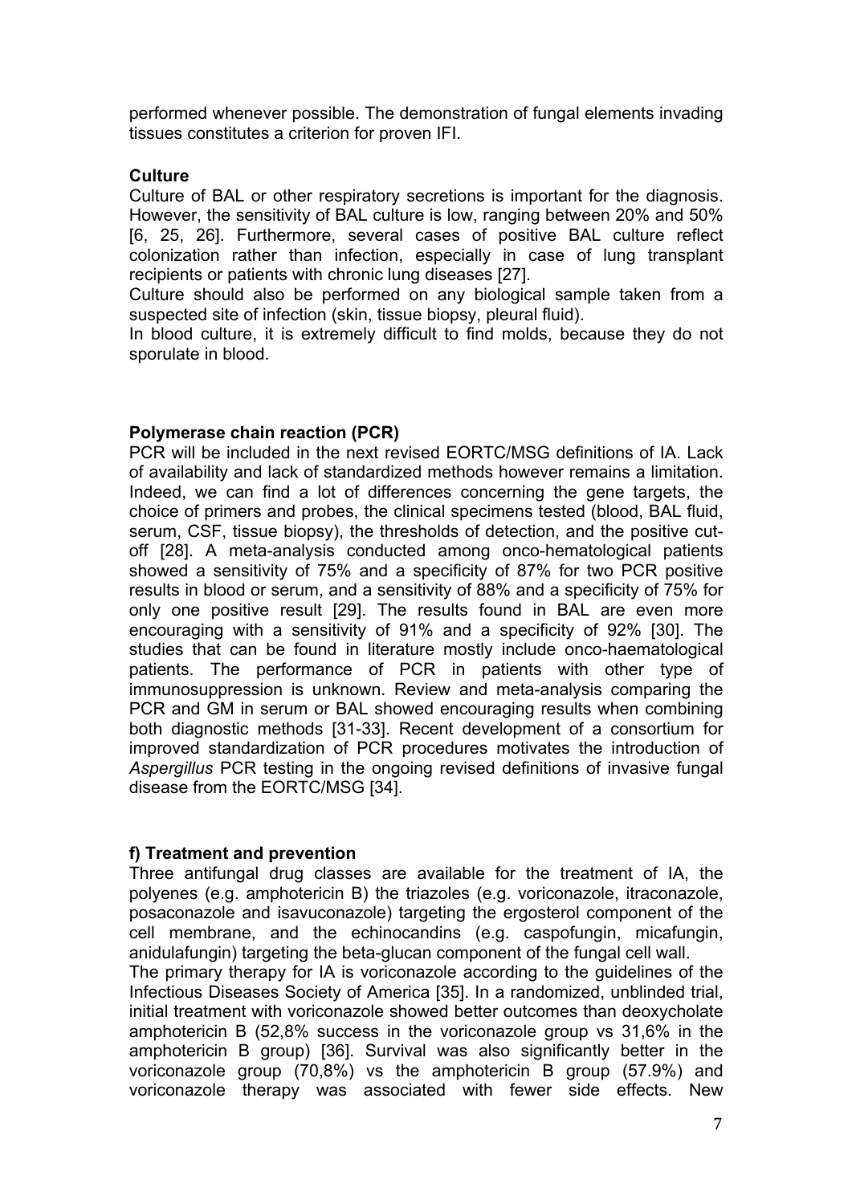performed whenever possible. The demonstration of fungal elements invading tissues constitutes a criterion for proven IFI.

**Culture**

Culture of BAL or other respiratory secretions is important for the diagnosis. However, the sensitivity of BAL culture is low, ranging between 20% and 50% [6, 25, 26]. Furthermore, several cases of positive BAL culture reflect colonization rather than infection, especially in case of lung transplant recipients or patients with chronic lung diseases [27].

Culture should also be performed on any biological sample taken from a suspected site of infection (skin, tissue biopsy, pleural fluid).

In blood culture, it is extremely difficult to find molds, because they do not sporulate in blood.

**Polymerase chain reaction (PCR)**

PCR will be included in the next revised EORTC/MSG definitions of IA. Lack of availability and lack of standardized methods however remains a limitation. Indeed, we can find a lot of differences concerning the gene targets, the choice of primers and probes, the clinical specimens tested (blood, BAL fluid, serum, CSF, tissue biopsy), the thresholds of detection, and the positive cut-off [28]. A meta-analysis conducted among onco-hematological patients showed a sensitivity of 75% and a specificity of 87% for two PCR positive results in blood or serum, and a sensitivity of 88% and a specificity of 75% for only one positive result [29]. The results found in BAL are even more encouraging with a sensitivity of 91% and a specificity of 92% [30]. The studies that can be found in literature mostly include onco-haematological patients. The performance of PCR in patients with other type of immunosuppression is unknown. Review and meta-analysis comparing the PCR and GM in serum or BAL showed encouraging results when combining both diagnostic methods [31-33]. Recent development of a consortium for improved standardization of PCR procedures motivates the introduction of *Aspergillus* PCR testing in the ongoing revised definitions of invasive fungal disease from the EORTC/MSG [34].

**f) Treatment and prevention**

Three antifungal drug classes are available for the treatment of IA, the polyenes (e.g. amphotericin B) the triazoles (e.g. voriconazole, itraconazole, posaconazole and isavuconazole) targeting the ergosterol component of the cell membrane, and the echinocandins (e.g. caspofungin, micafungin, anidulafungin) targeting the beta-glucan component of the fungal cell wall.

The primary therapy for IA is voriconazole according to the guidelines of the Infectious Diseases Society of America [35]. In a randomized, unblinded trial, initial treatment with voriconazole showed better outcomes than deoxycholate amphotericin B (52,8% success in the voriconazole group vs 31,6% in the amphotericin B group) [36]. Survival was also significantly better in the voriconazole group (70,8%) vs the amphotericin B group (57.9%) and voriconazole therapy was associated with fewer side effects. New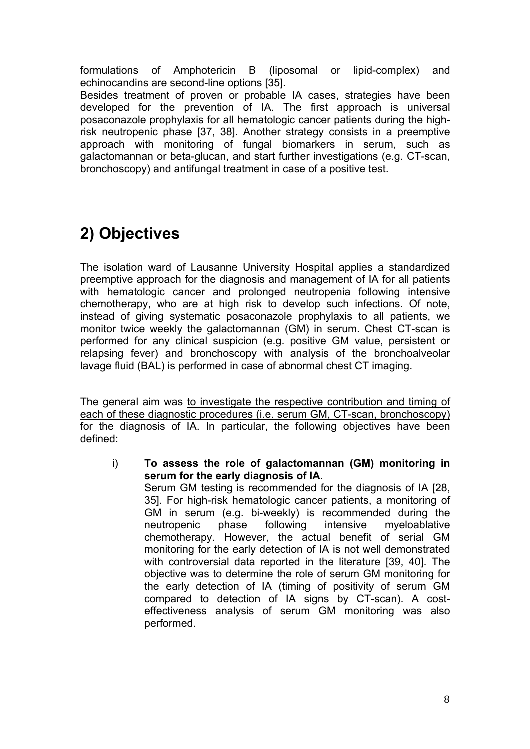formulations of Amphotericin B (liposomal or lipid-complex) and echinocandins are second-line options [35].
Besides treatment of proven or probable IA cases, strategies have been developed for the prevention of IA. The first approach is universal posaconazole prophylaxis for all hematologic cancer patients during the high-risk neutropenic phase [37, 38]. Another strategy consists in a preemptive approach with monitoring of fungal biomarkers in serum, such as galactomannan or beta-glucan, and start further investigations (e.g. CT-scan, bronchoscopy) and antifungal treatment in case of a positive test.

## 2) Objectives

The isolation ward of Lausanne University Hospital applies a standardized preemptive approach for the diagnosis and management of IA for all patients with hematologic cancer and prolonged neutropenia following intensive chemotherapy, who are at high risk to develop such infections. Of note, instead of giving systematic posaconazole prophylaxis to all patients, we monitor twice weekly the galactomannan (GM) in serum. Chest CT-scan is performed for any clinical suspicion (e.g. positive GM value, persistent or relapsing fever) and bronchoscopy with analysis of the bronchoalveolar lavage fluid (BAL) is performed in case of abnormal chest CT imaging.

The general aim was <u>to investigate the respective contribution and timing of each of these diagnostic procedures (i.e. serum GM, CT-scan, bronchoscopy) for the diagnosis of IA</u>. In particular, the following objectives have been defined:

i) **To assess the role of galactomannan (GM) monitoring in serum for the early diagnosis of IA**.
Serum GM testing is recommended for the diagnosis of IA [28, 35]. For high-risk hematologic cancer patients, a monitoring of GM in serum (e.g. bi-weekly) is recommended during the neutropenic phase following intensive myeloablative chemotherapy. However, the actual benefit of serial GM monitoring for the early detection of IA is not well demonstrated with controversial data reported in the literature [39, 40]. The objective was to determine the role of serum GM monitoring for the early detection of IA (timing of positivity of serum GM compared to detection of IA signs by CT-scan). A cost-effectiveness analysis of serum GM monitoring was also performed.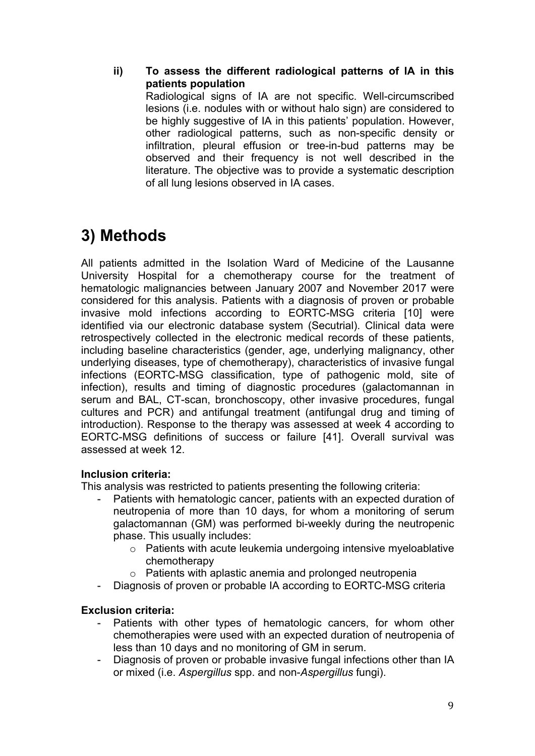**ii) To assess the different radiological patterns of IA in this patients population**

Radiological signs of IA are not specific. Well-circumscribed lesions (i.e. nodules with or without halo sign) are considered to be highly suggestive of IA in this patients' population. However, other radiological patterns, such as non-specific density or infiltration, pleural effusion or tree-in-bud patterns may be observed and their frequency is not well described in the literature. The objective was to provide a systematic description of all lung lesions observed in IA cases.

# 3) Methods

All patients admitted in the Isolation Ward of Medicine of the Lausanne University Hospital for a chemotherapy course for the treatment of hematologic malignancies between January 2007 and November 2017 were considered for this analysis. Patients with a diagnosis of proven or probable invasive mold infections according to EORTC-MSG criteria [10] were identified via our electronic database system (Secutrial). Clinical data were retrospectively collected in the electronic medical records of these patients, including baseline characteristics (gender, age, underlying malignancy, other underlying diseases, type of chemotherapy), characteristics of invasive fungal infections (EORTC-MSG classification, type of pathogenic mold, site of infection), results and timing of diagnostic procedures (galactomannan in serum and BAL, CT-scan, bronchoscopy, other invasive procedures, fungal cultures and PCR) and antifungal treatment (antifungal drug and timing of introduction). Response to the therapy was assessed at week 4 according to EORTC-MSG definitions of success or failure [41]. Overall survival was assessed at week 12.

**Inclusion criteria:**

This analysis was restricted to patients presenting the following criteria:

- Patients with hematologic cancer, patients with an expected duration of neutropenia of more than 10 days, for whom a monitoring of serum galactomannan (GM) was performed bi-weekly during the neutropenic phase. This usually includes:
  - Patients with acute leukemia undergoing intensive myeloablative chemotherapy
  - Patients with aplastic anemia and prolonged neutropenia
- Diagnosis of proven or probable IA according to EORTC-MSG criteria

**Exclusion criteria:**

- Patients with other types of hematologic cancers, for whom other chemotherapies were used with an expected duration of neutropenia of less than 10 days and no monitoring of GM in serum.
- Diagnosis of proven or probable invasive fungal infections other than IA or mixed (i.e. *Aspergillus* spp. and non-*Aspergillus* fungi).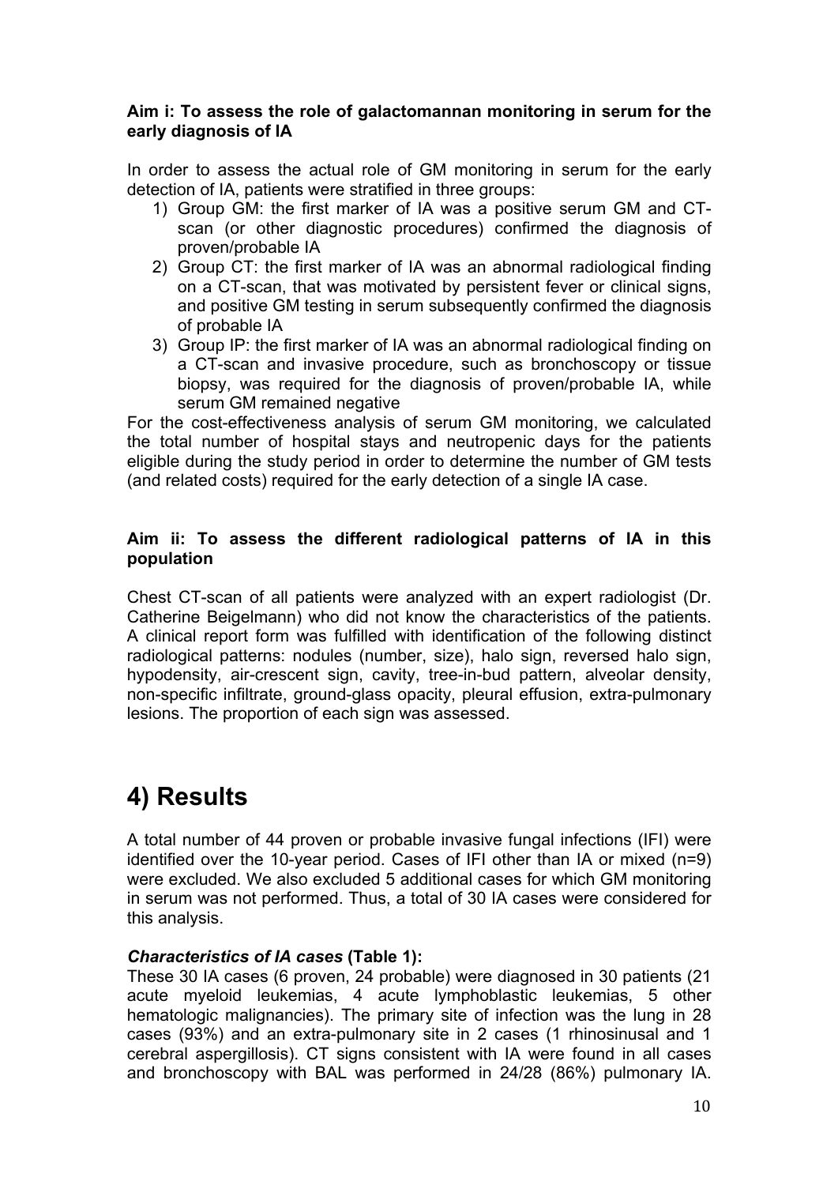**Aim i: To assess the role of galactomannan monitoring in serum for the early diagnosis of IA**

In order to assess the actual role of GM monitoring in serum for the early detection of IA, patients were stratified in three groups:

1) Group GM: the first marker of IA was a positive serum GM and CT-scan (or other diagnostic procedures) confirmed the diagnosis of proven/probable IA
2) Group CT: the first marker of IA was an abnormal radiological finding on a CT-scan, that was motivated by persistent fever or clinical signs, and positive GM testing in serum subsequently confirmed the diagnosis of probable IA
3) Group IP: the first marker of IA was an abnormal radiological finding on a CT-scan and invasive procedure, such as bronchoscopy or tissue biopsy, was required for the diagnosis of proven/probable IA, while serum GM remained negative

For the cost-effectiveness analysis of serum GM monitoring, we calculated the total number of hospital stays and neutropenic days for the patients eligible during the study period in order to determine the number of GM tests (and related costs) required for the early detection of a single IA case.

**Aim ii: To assess the different radiological patterns of IA in this population**

Chest CT-scan of all patients were analyzed with an expert radiologist (Dr. Catherine Beigelmann) who did not know the characteristics of the patients. A clinical report form was fulfilled with identification of the following distinct radiological patterns: nodules (number, size), halo sign, reversed halo sign, hypodensity, air-crescent sign, cavity, tree-in-bud pattern, alveolar density, non-specific infiltrate, ground-glass opacity, pleural effusion, extra-pulmonary lesions. The proportion of each sign was assessed.

# 4) Results

A total number of 44 proven or probable invasive fungal infections (IFI) were identified over the 10-year period. Cases of IFI other than IA or mixed (n=9) were excluded. We also excluded 5 additional cases for which GM monitoring in serum was not performed. Thus, a total of 30 IA cases were considered for this analysis.

***Characteristics of IA cases*** **(Table 1):**

These 30 IA cases (6 proven, 24 probable) were diagnosed in 30 patients (21 acute myeloid leukemias, 4 acute lymphoblastic leukemias, 5 other hematologic malignancies). The primary site of infection was the lung in 28 cases (93%) and an extra-pulmonary site in 2 cases (1 rhinosinusal and 1 cerebral aspergillosis). CT signs consistent with IA were found in all cases and bronchoscopy with BAL was performed in 24/28 (86%) pulmonary IA.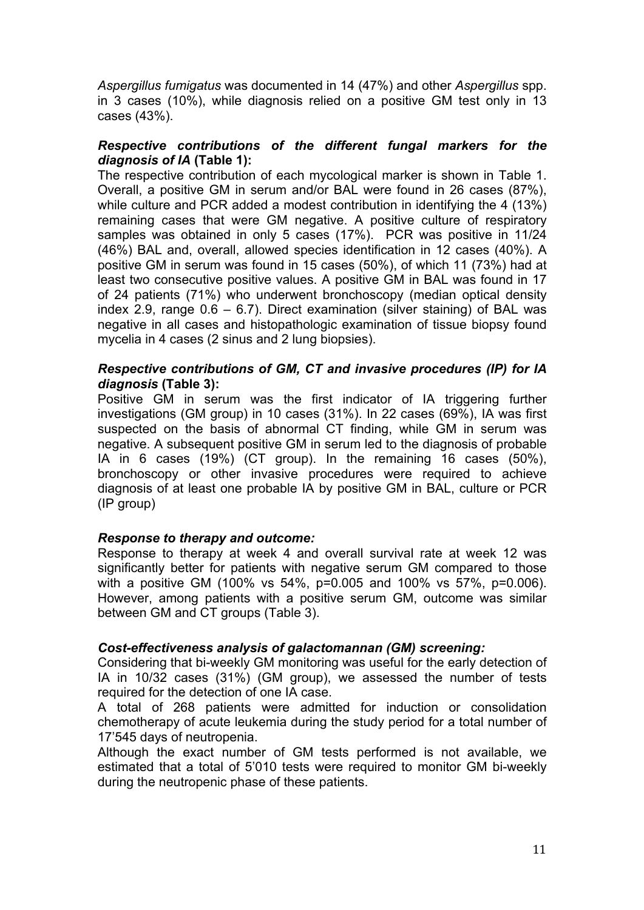*Aspergillus fumigatus* was documented in 14 (47%) and other *Aspergillus* spp. in 3 cases (10%), while diagnosis relied on a positive GM test only in 13 cases (43%).

***Respective contributions of the different fungal markers for the diagnosis of IA*** **(Table 1):**

The respective contribution of each mycological marker is shown in Table 1. Overall, a positive GM in serum and/or BAL were found in 26 cases (87%), while culture and PCR added a modest contribution in identifying the 4 (13%) remaining cases that were GM negative. A positive culture of respiratory samples was obtained in only 5 cases (17%). PCR was positive in 11/24 (46%) BAL and, overall, allowed species identification in 12 cases (40%). A positive GM in serum was found in 15 cases (50%), of which 11 (73%) had at least two consecutive positive values. A positive GM in BAL was found in 17 of 24 patients (71%) who underwent bronchoscopy (median optical density index 2.9, range 0.6 – 6.7). Direct examination (silver staining) of BAL was negative in all cases and histopathologic examination of tissue biopsy found mycelia in 4 cases (2 sinus and 2 lung biopsies).

***Respective contributions of GM, CT and invasive procedures (IP) for IA diagnosis*** **(Table 3):**

Positive GM in serum was the first indicator of IA triggering further investigations (GM group) in 10 cases (31%). In 22 cases (69%), IA was first suspected on the basis of abnormal CT finding, while GM in serum was negative. A subsequent positive GM in serum led to the diagnosis of probable IA in 6 cases (19%) (CT group). In the remaining 16 cases (50%), bronchoscopy or other invasive procedures were required to achieve diagnosis of at least one probable IA by positive GM in BAL, culture or PCR (IP group)

***Response to therapy and outcome:***

Response to therapy at week 4 and overall survival rate at week 12 was significantly better for patients with negative serum GM compared to those with a positive GM (100% vs 54%, p=0.005 and 100% vs 57%, p=0.006). However, among patients with a positive serum GM, outcome was similar between GM and CT groups (Table 3).

***Cost-effectiveness analysis of galactomannan (GM) screening:***

Considering that bi-weekly GM monitoring was useful for the early detection of IA in 10/32 cases (31%) (GM group), we assessed the number of tests required for the detection of one IA case.

A total of 268 patients were admitted for induction or consolidation chemotherapy of acute leukemia during the study period for a total number of 17'545 days of neutropenia.

Although the exact number of GM tests performed is not available, we estimated that a total of 5'010 tests were required to monitor GM bi-weekly during the neutropenic phase of these patients.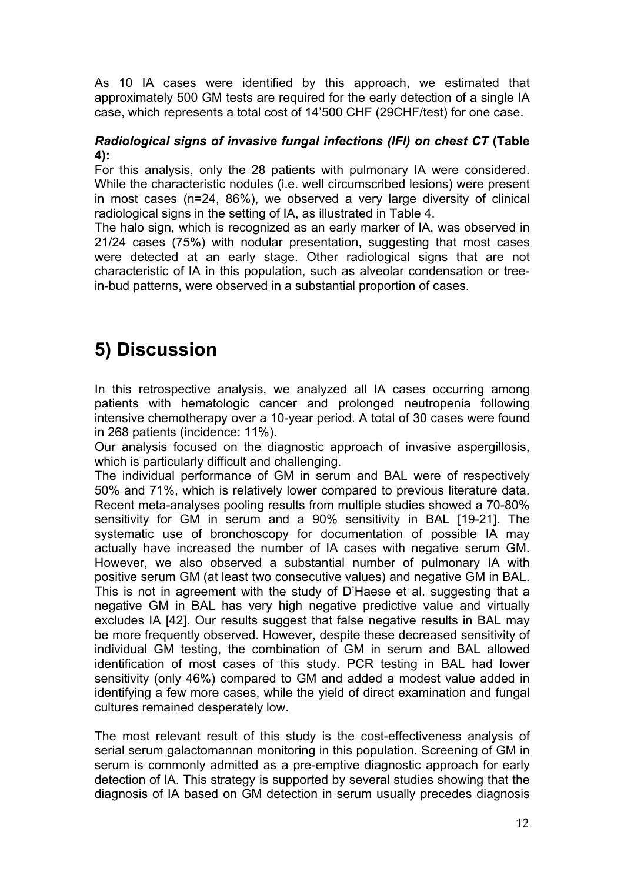As 10 IA cases were identified by this approach, we estimated that approximately 500 GM tests are required for the early detection of a single IA case, which represents a total cost of 14'500 CHF (29CHF/test) for one case.

#### ***Radiological signs of invasive fungal infections (IFI) on chest CT*** **(Table 4):**

For this analysis, only the 28 patients with pulmonary IA were considered. While the characteristic nodules (i.e. well circumscribed lesions) were present in most cases (n=24, 86%), we observed a very large diversity of clinical radiological signs in the setting of IA, as illustrated in Table 4.

The halo sign, which is recognized as an early marker of IA, was observed in 21/24 cases (75%) with nodular presentation, suggesting that most cases were detected at an early stage. Other radiological signs that are not characteristic of IA in this population, such as alveolar condensation or tree-in-bud patterns, were observed in a substantial proportion of cases.

# 5) Discussion

In this retrospective analysis, we analyzed all IA cases occurring among patients with hematologic cancer and prolonged neutropenia following intensive chemotherapy over a 10-year period. A total of 30 cases were found in 268 patients (incidence: 11%).

Our analysis focused on the diagnostic approach of invasive aspergillosis, which is particularly difficult and challenging.

The individual performance of GM in serum and BAL were of respectively 50% and 71%, which is relatively lower compared to previous literature data. Recent meta-analyses pooling results from multiple studies showed a 70-80% sensitivity for GM in serum and a 90% sensitivity in BAL [19-21]. The systematic use of bronchoscopy for documentation of possible IA may actually have increased the number of IA cases with negative serum GM. However, we also observed a substantial number of pulmonary IA with positive serum GM (at least two consecutive values) and negative GM in BAL. This is not in agreement with the study of D'Haese et al. suggesting that a negative GM in BAL has very high negative predictive value and virtually excludes IA [42]. Our results suggest that false negative results in BAL may be more frequently observed. However, despite these decreased sensitivity of individual GM testing, the combination of GM in serum and BAL allowed identification of most cases of this study. PCR testing in BAL had lower sensitivity (only 46%) compared to GM and added a modest value added in identifying a few more cases, while the yield of direct examination and fungal cultures remained desperately low.

The most relevant result of this study is the cost-effectiveness analysis of serial serum galactomannan monitoring in this population. Screening of GM in serum is commonly admitted as a pre-emptive diagnostic approach for early detection of IA. This strategy is supported by several studies showing that the diagnosis of IA based on GM detection in serum usually precedes diagnosis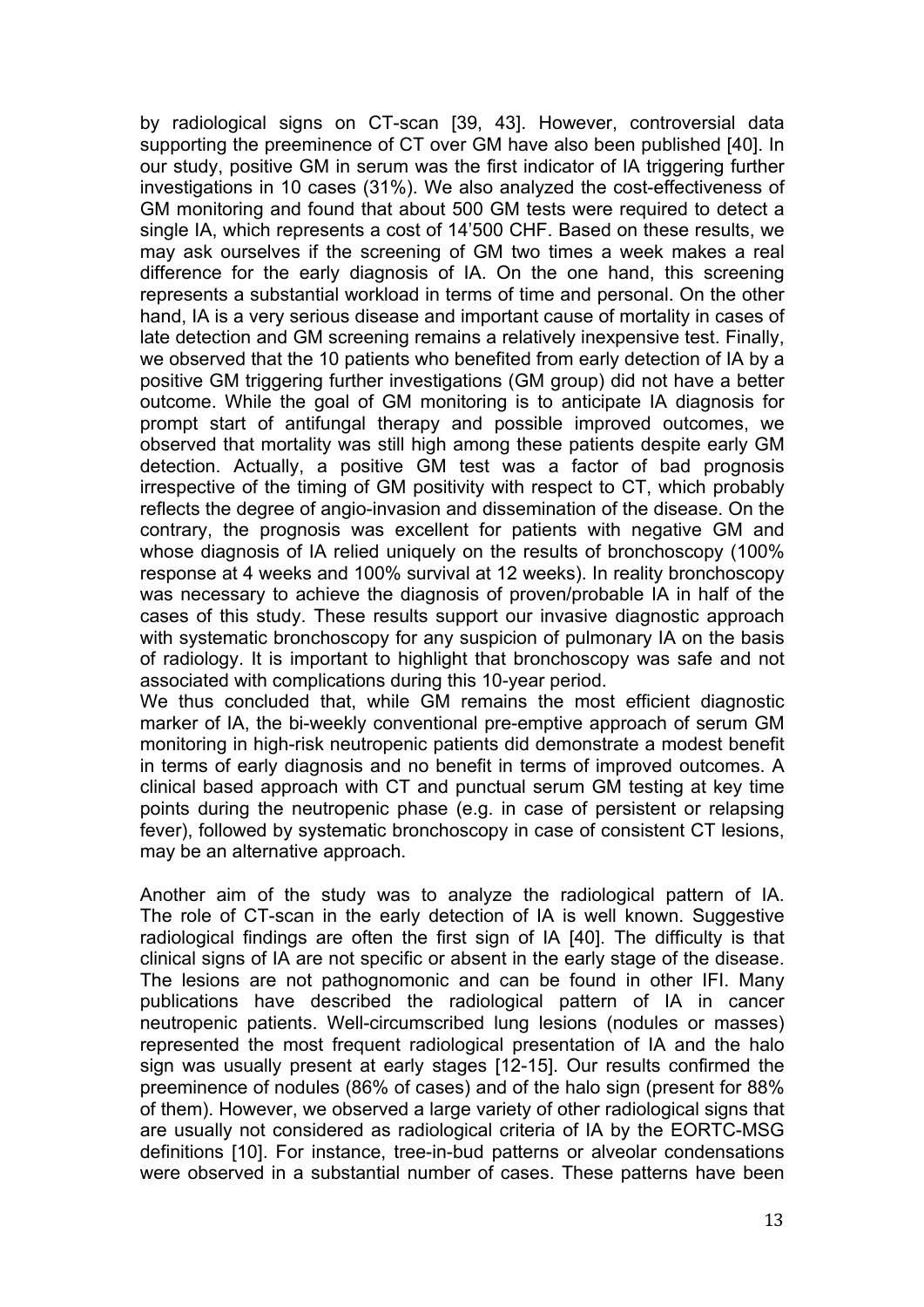by radiological signs on CT-scan [39, 43]. However, controversial data supporting the preeminence of CT over GM have also been published [40]. In our study, positive GM in serum was the first indicator of IA triggering further investigations in 10 cases (31%). We also analyzed the cost-effectiveness of GM monitoring and found that about 500 GM tests were required to detect a single IA, which represents a cost of 14'500 CHF. Based on these results, we may ask ourselves if the screening of GM two times a week makes a real difference for the early diagnosis of IA. On the one hand, this screening represents a substantial workload in terms of time and personal. On the other hand, IA is a very serious disease and important cause of mortality in cases of late detection and GM screening remains a relatively inexpensive test. Finally, we observed that the 10 patients who benefited from early detection of IA by a positive GM triggering further investigations (GM group) did not have a better outcome. While the goal of GM monitoring is to anticipate IA diagnosis for prompt start of antifungal therapy and possible improved outcomes, we observed that mortality was still high among these patients despite early GM detection. Actually, a positive GM test was a factor of bad prognosis irrespective of the timing of GM positivity with respect to CT, which probably reflects the degree of angio-invasion and dissemination of the disease. On the contrary, the prognosis was excellent for patients with negative GM and whose diagnosis of IA relied uniquely on the results of bronchoscopy (100% response at 4 weeks and 100% survival at 12 weeks). In reality bronchoscopy was necessary to achieve the diagnosis of proven/probable IA in half of the cases of this study. These results support our invasive diagnostic approach with systematic bronchoscopy for any suspicion of pulmonary IA on the basis of radiology. It is important to highlight that bronchoscopy was safe and not associated with complications during this 10-year period.

We thus concluded that, while GM remains the most efficient diagnostic marker of IA, the bi-weekly conventional pre-emptive approach of serum GM monitoring in high-risk neutropenic patients did demonstrate a modest benefit in terms of early diagnosis and no benefit in terms of improved outcomes. A clinical based approach with CT and punctual serum GM testing at key time points during the neutropenic phase (e.g. in case of persistent or relapsing fever), followed by systematic bronchoscopy in case of consistent CT lesions, may be an alternative approach.

Another aim of the study was to analyze the radiological pattern of IA. The role of CT-scan in the early detection of IA is well known. Suggestive radiological findings are often the first sign of IA [40]. The difficulty is that clinical signs of IA are not specific or absent in the early stage of the disease. The lesions are not pathognomonic and can be found in other IFI. Many publications have described the radiological pattern of IA in cancer neutropenic patients. Well-circumscribed lung lesions (nodules or masses) represented the most frequent radiological presentation of IA and the halo sign was usually present at early stages [12-15]. Our results confirmed the preeminence of nodules (86% of cases) and of the halo sign (present for 88% of them). However, we observed a large variety of other radiological signs that are usually not considered as radiological criteria of IA by the EORTC-MSG definitions [10]. For instance, tree-in-bud patterns or alveolar condensations were observed in a substantial number of cases. These patterns have been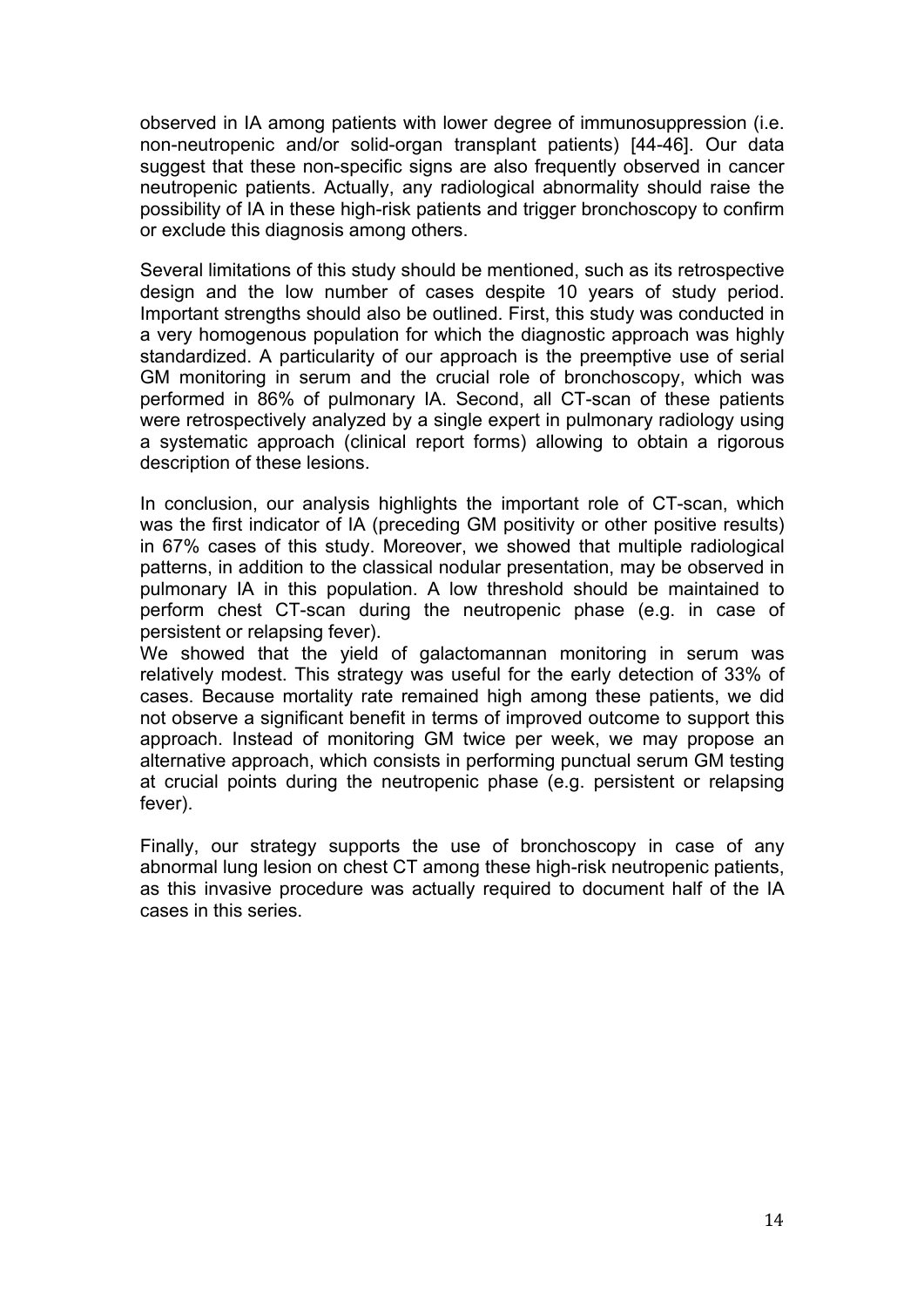observed in IA among patients with lower degree of immunosuppression (i.e. non-neutropenic and/or solid-organ transplant patients) [44-46]. Our data suggest that these non-specific signs are also frequently observed in cancer neutropenic patients. Actually, any radiological abnormality should raise the possibility of IA in these high-risk patients and trigger bronchoscopy to confirm or exclude this diagnosis among others.

Several limitations of this study should be mentioned, such as its retrospective design and the low number of cases despite 10 years of study period. Important strengths should also be outlined. First, this study was conducted in a very homogenous population for which the diagnostic approach was highly standardized. A particularity of our approach is the preemptive use of serial GM monitoring in serum and the crucial role of bronchoscopy, which was performed in 86% of pulmonary IA. Second, all CT-scan of these patients were retrospectively analyzed by a single expert in pulmonary radiology using a systematic approach (clinical report forms) allowing to obtain a rigorous description of these lesions.

In conclusion, our analysis highlights the important role of CT-scan, which was the first indicator of IA (preceding GM positivity or other positive results) in 67% cases of this study. Moreover, we showed that multiple radiological patterns, in addition to the classical nodular presentation, may be observed in pulmonary IA in this population. A low threshold should be maintained to perform chest CT-scan during the neutropenic phase (e.g. in case of persistent or relapsing fever).
We showed that the yield of galactomannan monitoring in serum was relatively modest. This strategy was useful for the early detection of 33% of cases. Because mortality rate remained high among these patients, we did not observe a significant benefit in terms of improved outcome to support this approach. Instead of monitoring GM twice per week, we may propose an alternative approach, which consists in performing punctual serum GM testing at crucial points during the neutropenic phase (e.g. persistent or relapsing fever).

Finally, our strategy supports the use of bronchoscopy in case of any abnormal lung lesion on chest CT among these high-risk neutropenic patients, as this invasive procedure was actually required to document half of the IA cases in this series.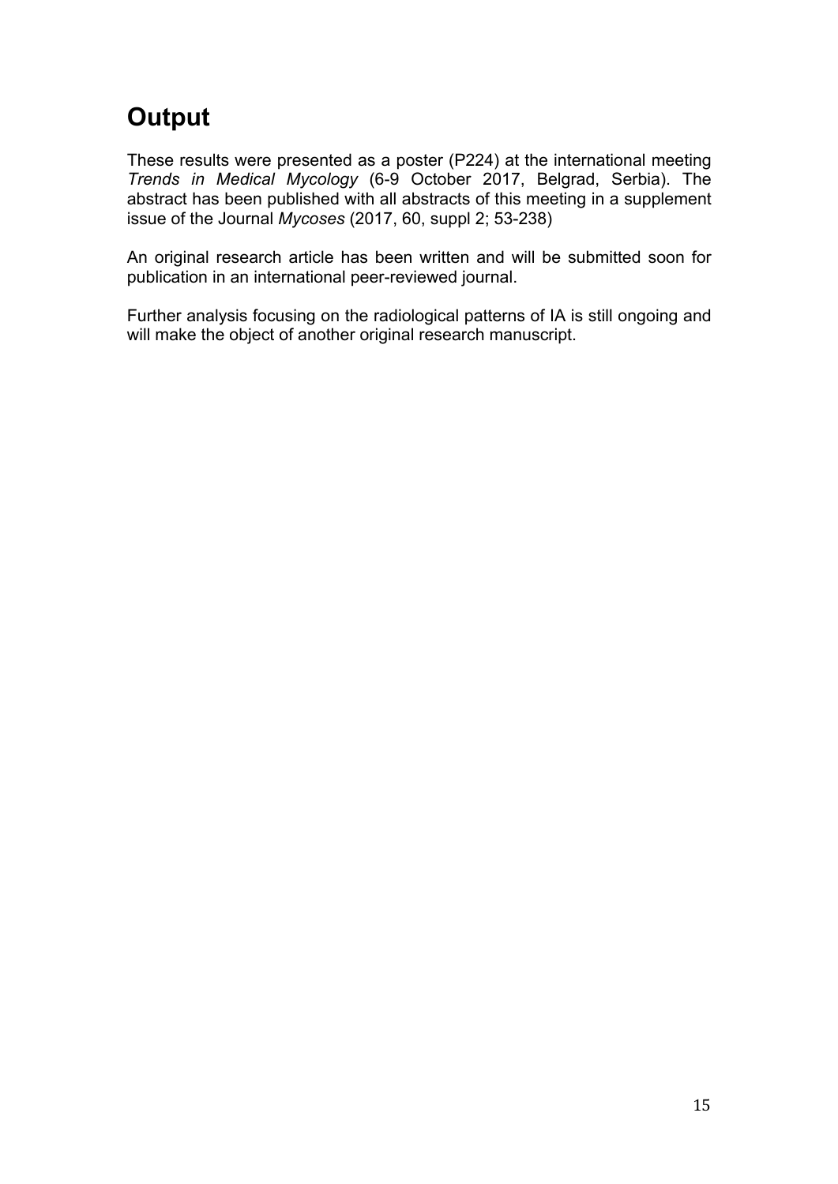# Output

These results were presented as a poster (P224) at the international meeting *Trends in Medical Mycology* (6-9 October 2017, Belgrad, Serbia). The abstract has been published with all abstracts of this meeting in a supplement issue of the Journal *Mycoses* (2017, 60, suppl 2; 53-238)

An original research article has been written and will be submitted soon for publication in an international peer-reviewed journal.

Further analysis focusing on the radiological patterns of IA is still ongoing and will make the object of another original research manuscript.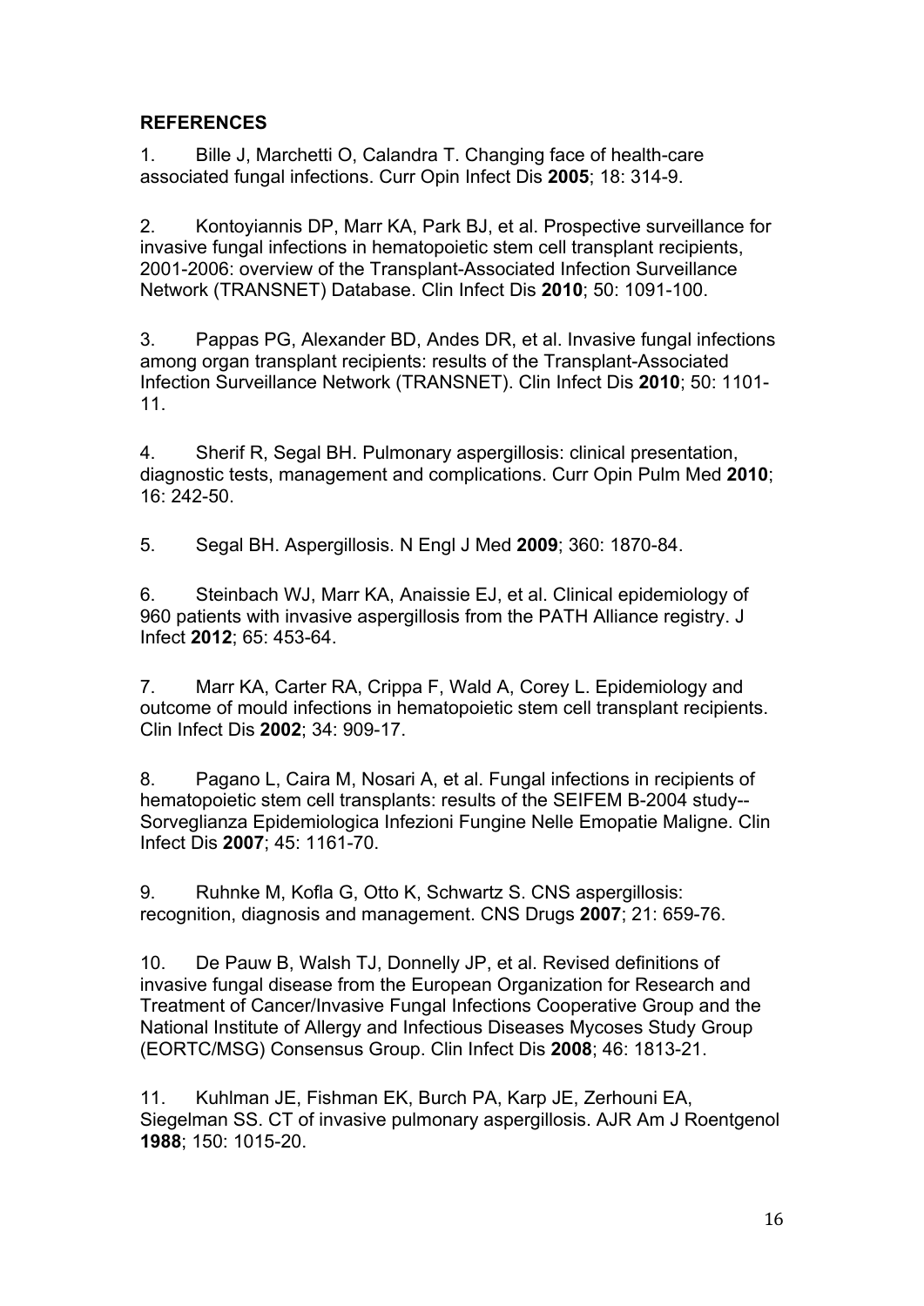**REFERENCES**

1. Bille J, Marchetti O, Calandra T. Changing face of health-care associated fungal infections. Curr Opin Infect Dis **2005**; 18: 314-9.

2. Kontoyiannis DP, Marr KA, Park BJ, et al. Prospective surveillance for invasive fungal infections in hematopoietic stem cell transplant recipients, 2001-2006: overview of the Transplant-Associated Infection Surveillance Network (TRANSNET) Database. Clin Infect Dis **2010**; 50: 1091-100.

3. Pappas PG, Alexander BD, Andes DR, et al. Invasive fungal infections among organ transplant recipients: results of the Transplant-Associated Infection Surveillance Network (TRANSNET). Clin Infect Dis **2010**; 50: 1101-11.

4. Sherif R, Segal BH. Pulmonary aspergillosis: clinical presentation, diagnostic tests, management and complications. Curr Opin Pulm Med **2010**; 16: 242-50.

5. Segal BH. Aspergillosis. N Engl J Med **2009**; 360: 1870-84.

6. Steinbach WJ, Marr KA, Anaissie EJ, et al. Clinical epidemiology of 960 patients with invasive aspergillosis from the PATH Alliance registry. J Infect **2012**; 65: 453-64.

7. Marr KA, Carter RA, Crippa F, Wald A, Corey L. Epidemiology and outcome of mould infections in hematopoietic stem cell transplant recipients. Clin Infect Dis **2002**; 34: 909-17.

8. Pagano L, Caira M, Nosari A, et al. Fungal infections in recipients of hematopoietic stem cell transplants: results of the SEIFEM B-2004 study--Sorveglianza Epidemiologica Infezioni Fungine Nelle Emopatie Maligne. Clin Infect Dis **2007**; 45: 1161-70.

9. Ruhnke M, Kofla G, Otto K, Schwartz S. CNS aspergillosis: recognition, diagnosis and management. CNS Drugs **2007**; 21: 659-76.

10. De Pauw B, Walsh TJ, Donnelly JP, et al. Revised definitions of invasive fungal disease from the European Organization for Research and Treatment of Cancer/Invasive Fungal Infections Cooperative Group and the National Institute of Allergy and Infectious Diseases Mycoses Study Group (EORTC/MSG) Consensus Group. Clin Infect Dis **2008**; 46: 1813-21.

11. Kuhlman JE, Fishman EK, Burch PA, Karp JE, Zerhouni EA, Siegelman SS. CT of invasive pulmonary aspergillosis. AJR Am J Roentgenol **1988**; 150: 1015-20.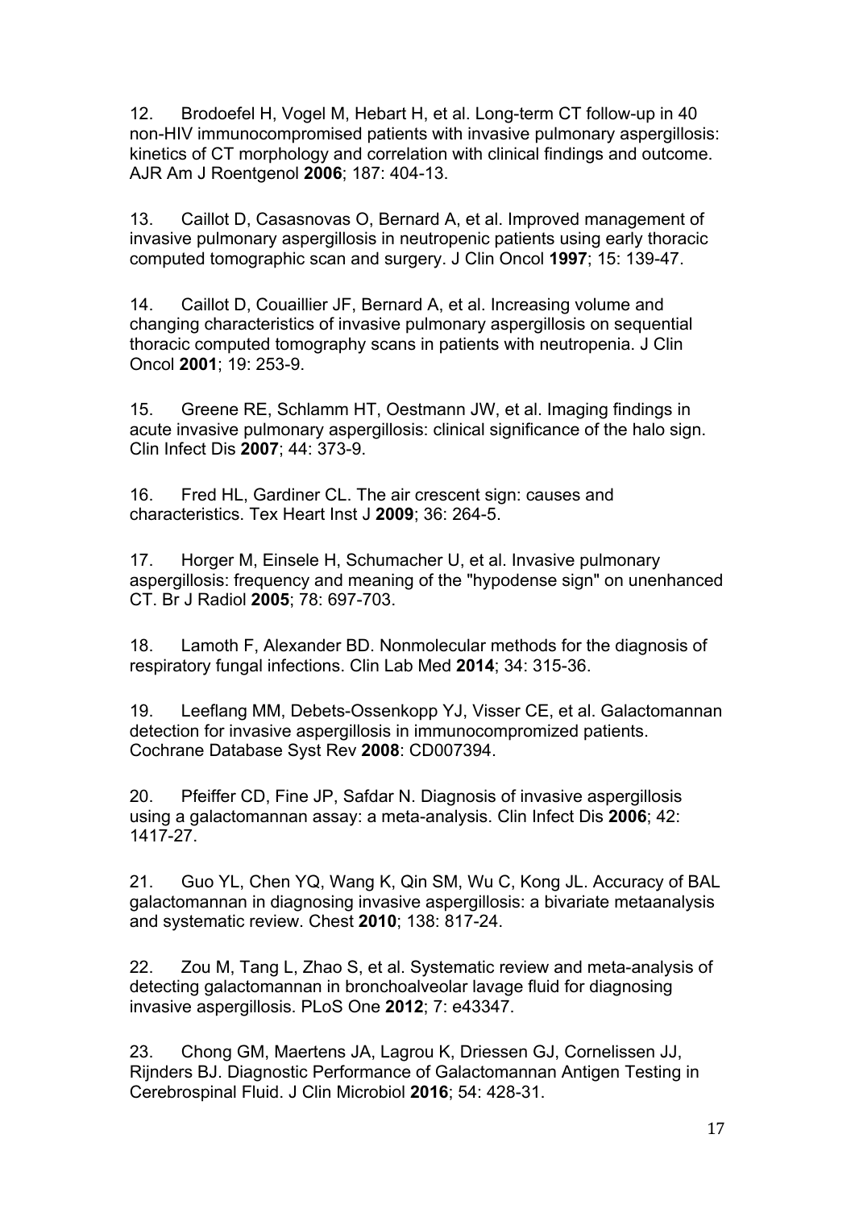12. Brodoefel H, Vogel M, Hebart H, et al. Long-term CT follow-up in 40 non-HIV immunocompromised patients with invasive pulmonary aspergillosis: kinetics of CT morphology and correlation with clinical findings and outcome. AJR Am J Roentgenol **2006**; 187: 404-13.

13. Caillot D, Casasnovas O, Bernard A, et al. Improved management of invasive pulmonary aspergillosis in neutropenic patients using early thoracic computed tomographic scan and surgery. J Clin Oncol **1997**; 15: 139-47.

14. Caillot D, Couaillier JF, Bernard A, et al. Increasing volume and changing characteristics of invasive pulmonary aspergillosis on sequential thoracic computed tomography scans in patients with neutropenia. J Clin Oncol **2001**; 19: 253-9.

15. Greene RE, Schlamm HT, Oestmann JW, et al. Imaging findings in acute invasive pulmonary aspergillosis: clinical significance of the halo sign. Clin Infect Dis **2007**; 44: 373-9.

16. Fred HL, Gardiner CL. The air crescent sign: causes and characteristics. Tex Heart Inst J **2009**; 36: 264-5.

17. Horger M, Einsele H, Schumacher U, et al. Invasive pulmonary aspergillosis: frequency and meaning of the "hypodense sign" on unenhanced CT. Br J Radiol **2005**; 78: 697-703.

18. Lamoth F, Alexander BD. Nonmolecular methods for the diagnosis of respiratory fungal infections. Clin Lab Med **2014**; 34: 315-36.

19. Leeflang MM, Debets-Ossenkopp YJ, Visser CE, et al. Galactomannan detection for invasive aspergillosis in immunocompromized patients. Cochrane Database Syst Rev **2008**: CD007394.

20. Pfeiffer CD, Fine JP, Safdar N. Diagnosis of invasive aspergillosis using a galactomannan assay: a meta-analysis. Clin Infect Dis **2006**; 42: 1417-27.

21. Guo YL, Chen YQ, Wang K, Qin SM, Wu C, Kong JL. Accuracy of BAL galactomannan in diagnosing invasive aspergillosis: a bivariate metaanalysis and systematic review. Chest **2010**; 138: 817-24.

22. Zou M, Tang L, Zhao S, et al. Systematic review and meta-analysis of detecting galactomannan in bronchoalveolar lavage fluid for diagnosing invasive aspergillosis. PLoS One **2012**; 7: e43347.

23. Chong GM, Maertens JA, Lagrou K, Driessen GJ, Cornelissen JJ, Rijnders BJ. Diagnostic Performance of Galactomannan Antigen Testing in Cerebrospinal Fluid. J Clin Microbiol **2016**; 54: 428-31.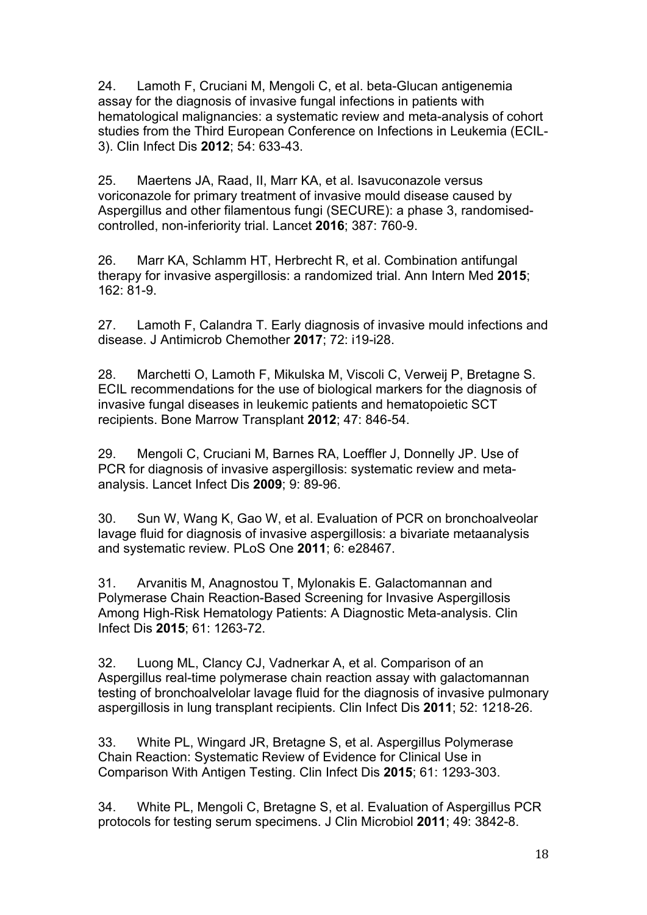24. Lamoth F, Cruciani M, Mengoli C, et al. beta-Glucan antigenemia assay for the diagnosis of invasive fungal infections in patients with hematological malignancies: a systematic review and meta-analysis of cohort studies from the Third European Conference on Infections in Leukemia (ECIL-3). Clin Infect Dis **2012**; 54: 633-43.

25. Maertens JA, Raad, II, Marr KA, et al. Isavuconazole versus voriconazole for primary treatment of invasive mould disease caused by Aspergillus and other filamentous fungi (SECURE): a phase 3, randomised-controlled, non-inferiority trial. Lancet **2016**; 387: 760-9.

26. Marr KA, Schlamm HT, Herbrecht R, et al. Combination antifungal therapy for invasive aspergillosis: a randomized trial. Ann Intern Med **2015**; 162: 81-9.

27. Lamoth F, Calandra T. Early diagnosis of invasive mould infections and disease. J Antimicrob Chemother **2017**; 72: i19-i28.

28. Marchetti O, Lamoth F, Mikulska M, Viscoli C, Verweij P, Bretagne S. ECIL recommendations for the use of biological markers for the diagnosis of invasive fungal diseases in leukemic patients and hematopoietic SCT recipients. Bone Marrow Transplant **2012**; 47: 846-54.

29. Mengoli C, Cruciani M, Barnes RA, Loeffler J, Donnelly JP. Use of PCR for diagnosis of invasive aspergillosis: systematic review and meta-analysis. Lancet Infect Dis **2009**; 9: 89-96.

30. Sun W, Wang K, Gao W, et al. Evaluation of PCR on bronchoalveolar lavage fluid for diagnosis of invasive aspergillosis: a bivariate metaanalysis and systematic review. PLoS One **2011**; 6: e28467.

31. Arvanitis M, Anagnostou T, Mylonakis E. Galactomannan and Polymerase Chain Reaction-Based Screening for Invasive Aspergillosis Among High-Risk Hematology Patients: A Diagnostic Meta-analysis. Clin Infect Dis **2015**; 61: 1263-72.

32. Luong ML, Clancy CJ, Vadnerkar A, et al. Comparison of an Aspergillus real-time polymerase chain reaction assay with galactomannan testing of bronchoalvelolar lavage fluid for the diagnosis of invasive pulmonary aspergillosis in lung transplant recipients. Clin Infect Dis **2011**; 52: 1218-26.

33. White PL, Wingard JR, Bretagne S, et al. Aspergillus Polymerase Chain Reaction: Systematic Review of Evidence for Clinical Use in Comparison With Antigen Testing. Clin Infect Dis **2015**; 61: 1293-303.

34. White PL, Mengoli C, Bretagne S, et al. Evaluation of Aspergillus PCR protocols for testing serum specimens. J Clin Microbiol **2011**; 49: 3842-8.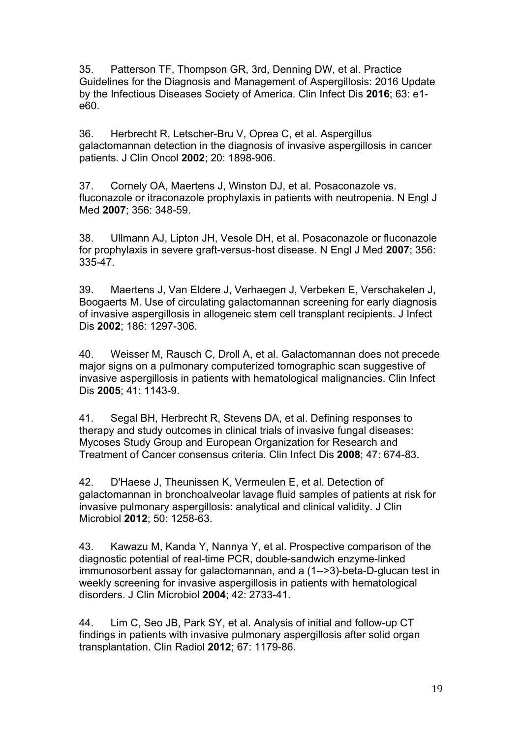35. Patterson TF, Thompson GR, 3rd, Denning DW, et al. Practice Guidelines for the Diagnosis and Management of Aspergillosis: 2016 Update by the Infectious Diseases Society of America. Clin Infect Dis **2016**; 63: e1-e60.

36. Herbrecht R, Letscher-Bru V, Oprea C, et al. Aspergillus galactomannan detection in the diagnosis of invasive aspergillosis in cancer patients. J Clin Oncol **2002**; 20: 1898-906.

37. Cornely OA, Maertens J, Winston DJ, et al. Posaconazole vs. fluconazole or itraconazole prophylaxis in patients with neutropenia. N Engl J Med **2007**; 356: 348-59.

38. Ullmann AJ, Lipton JH, Vesole DH, et al. Posaconazole or fluconazole for prophylaxis in severe graft-versus-host disease. N Engl J Med **2007**; 356: 335-47.

39. Maertens J, Van Eldere J, Verhaegen J, Verbeken E, Verschakelen J, Boogaerts M. Use of circulating galactomannan screening for early diagnosis of invasive aspergillosis in allogeneic stem cell transplant recipients. J Infect Dis **2002**; 186: 1297-306.

40. Weisser M, Rausch C, Droll A, et al. Galactomannan does not precede major signs on a pulmonary computerized tomographic scan suggestive of invasive aspergillosis in patients with hematological malignancies. Clin Infect Dis **2005**; 41: 1143-9.

41. Segal BH, Herbrecht R, Stevens DA, et al. Defining responses to therapy and study outcomes in clinical trials of invasive fungal diseases: Mycoses Study Group and European Organization for Research and Treatment of Cancer consensus criteria. Clin Infect Dis **2008**; 47: 674-83.

42. D'Haese J, Theunissen K, Vermeulen E, et al. Detection of galactomannan in bronchoalveolar lavage fluid samples of patients at risk for invasive pulmonary aspergillosis: analytical and clinical validity. J Clin Microbiol **2012**; 50: 1258-63.

43. Kawazu M, Kanda Y, Nannya Y, et al. Prospective comparison of the diagnostic potential of real-time PCR, double-sandwich enzyme-linked immunosorbent assay for galactomannan, and a (1-->3)-beta-D-glucan test in weekly screening for invasive aspergillosis in patients with hematological disorders. J Clin Microbiol **2004**; 42: 2733-41.

44. Lim C, Seo JB, Park SY, et al. Analysis of initial and follow-up CT findings in patients with invasive pulmonary aspergillosis after solid organ transplantation. Clin Radiol **2012**; 67: 1179-86.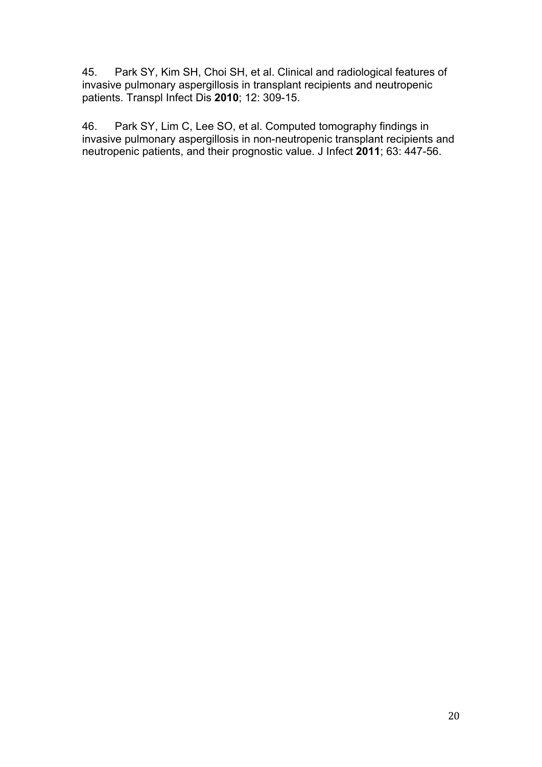45. Park SY, Kim SH, Choi SH, et al. Clinical and radiological features of invasive pulmonary aspergillosis in transplant recipients and neutropenic patients. Transpl Infect Dis **2010**; 12: 309-15.

46. Park SY, Lim C, Lee SO, et al. Computed tomography findings in invasive pulmonary aspergillosis in non-neutropenic transplant recipients and neutropenic patients, and their prognostic value. J Infect **2011**; 63: 447-56.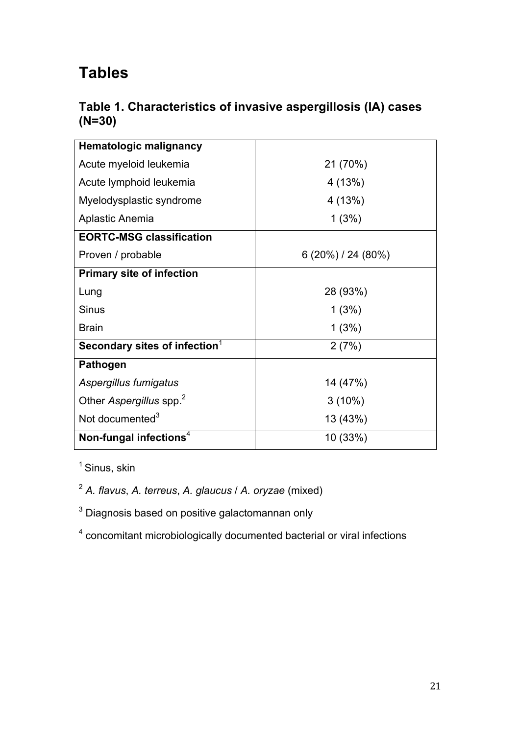# Tables

## Table 1. Characteristics of invasive aspergillosis (IA) cases (N=30)

| **Hematologic malignancy** | |
|---|---|
| Acute myeloid leukemia | 21 (70%) |
| Acute lymphoid leukemia | 4 (13%) |
| Myelodysplastic syndrome | 4 (13%) |
| Aplastic Anemia | 1 (3%) |
| **EORTC-MSG classification** | |
| Proven / probable | 6 (20%) / 24 (80%) |
| **Primary site of infection** | |
| Lung | 28 (93%) |
| Sinus | 1 (3%) |
| Brain | 1 (3%) |
| **Secondary sites of infection**[1] | 2 (7%) |
| **Pathogen** | |
| *Aspergillus fumigatus* | 14 (47%) |
| Other *Aspergillus* spp.[2] | 3 (10%) |
| Not documented[3] | 13 (43%) |
| **Non-fungal infections**[4] | 10 (33%) |

[1] Sinus, skin

[2] *A. flavus*, *A. terreus*, *A. glaucus* / *A. oryzae* (mixed)

[3] Diagnosis based on positive galactomannan only

[4] concomitant microbiologically documented bacterial or viral infections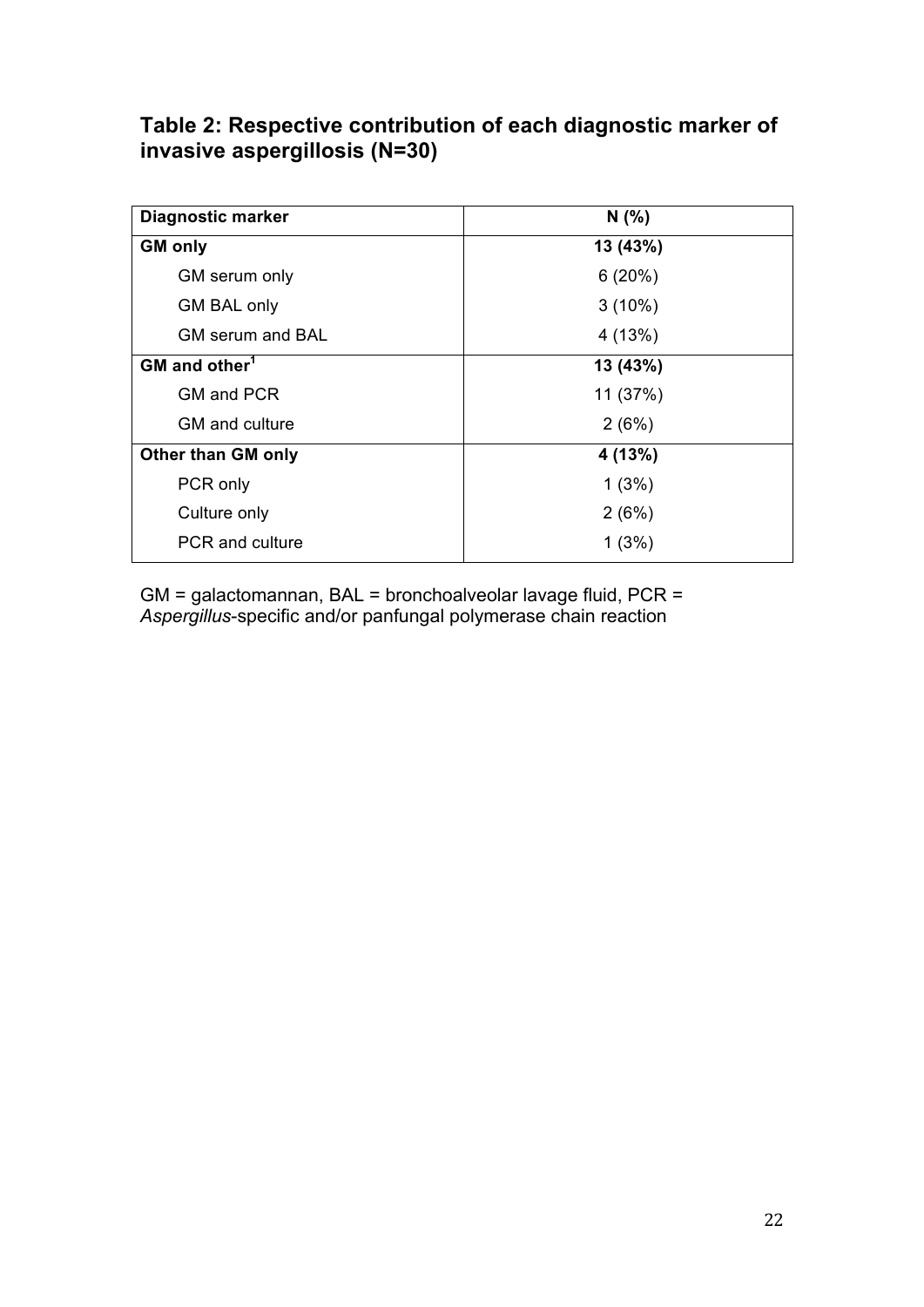## Table 2: Respective contribution of each diagnostic marker of invasive aspergillosis (N=30)

| Diagnostic marker | N (%) |
|---|---|
| **GM only** | **13 (43%)** |
| GM serum only | 6 (20%) |
| GM BAL only | 3 (10%) |
| GM serum and BAL | 4 (13%) |
| **GM and other[1]** | **13 (43%)** |
| GM and PCR | 11 (37%) |
| GM and culture | 2 (6%) |
| **Other than GM only** | **4 (13%)** |
| PCR only | 1 (3%) |
| Culture only | 2 (6%) |
| PCR and culture | 1 (3%) |

GM = galactomannan, BAL = bronchoalveolar lavage fluid, PCR = *Aspergillus*-specific and/or panfungal polymerase chain reaction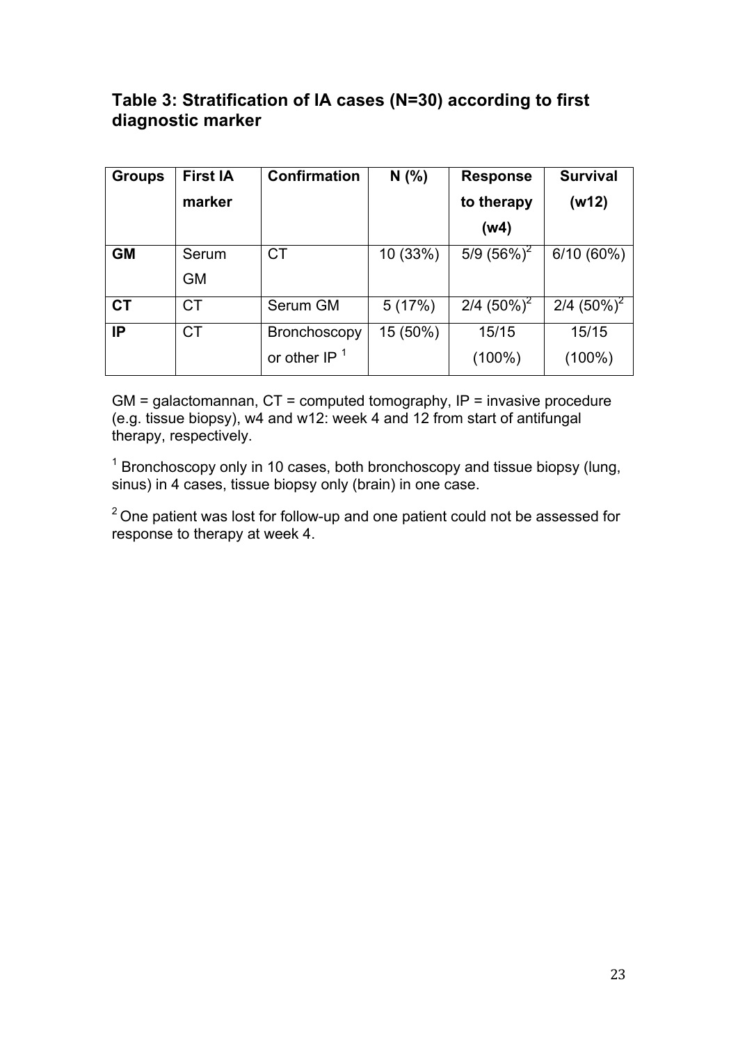## Table 3: Stratification of IA cases (N=30) according to first diagnostic marker

| Groups | First IA marker | Confirmation | N (%) | Response to therapy (w4) | Survival (w12) |
|---|---|---|---|---|---|
| **GM** | Serum GM | CT | 10 (33%) | 5/9 (56%)[2] | 6/10 (60%) |
| **CT** | CT | Serum GM | 5 (17%) | 2/4 (50%)[2] | 2/4 (50%)[2] |
| **IP** | CT | Bronchoscopy or other IP [1] | 15 (50%) | 15/15 (100%) | 15/15 (100%) |

GM = galactomannan, CT = computed tomography, IP = invasive procedure (e.g. tissue biopsy), w4 and w12: week 4 and 12 from start of antifungal therapy, respectively.

[1] Bronchoscopy only in 10 cases, both bronchoscopy and tissue biopsy (lung, sinus) in 4 cases, tissue biopsy only (brain) in one case.

[2] One patient was lost for follow-up and one patient could not be assessed for response to therapy at week 4.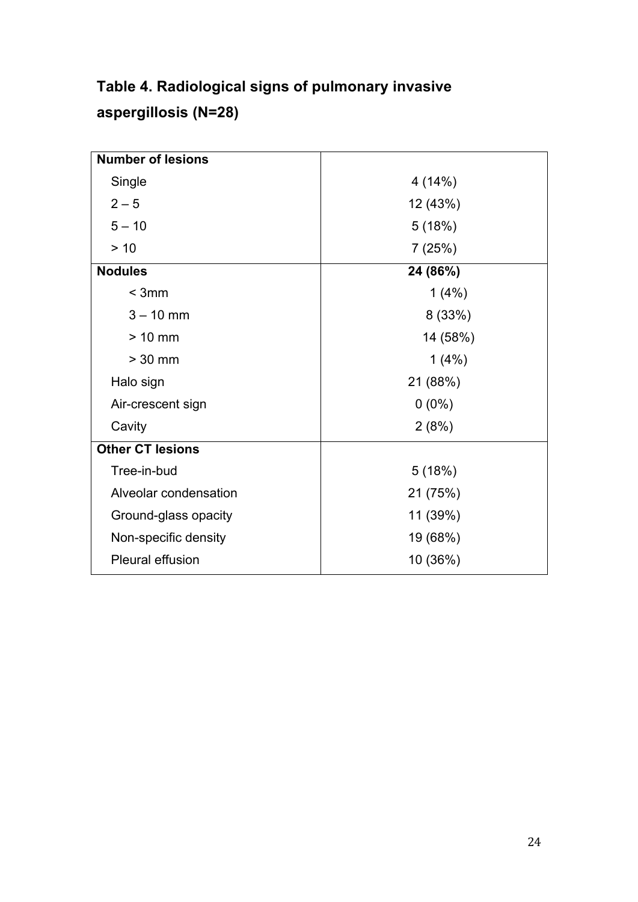**Table 4. Radiological signs of pulmonary invasive aspergillosis (N=28)**

| | |
|---|---|
| **Number of lesions** | |
| Single | 4 (14%) |
| 2 – 5 | 12 (43%) |
| 5 – 10 | 5 (18%) |
| > 10 | 7 (25%) |
| **Nodules** | **24 (86%)** |
| < 3mm | 1 (4%) |
| 3 – 10 mm | 8 (33%) |
| > 10 mm | 14 (58%) |
| > 30 mm | 1 (4%) |
| Halo sign | 21 (88%) |
| Air-crescent sign | 0 (0%) |
| Cavity | 2 (8%) |
| **Other CT lesions** | |
| Tree-in-bud | 5 (18%) |
| Alveolar condensation | 21 (75%) |
| Ground-glass opacity | 11 (39%) |
| Non-specific density | 19 (68%) |
| Pleural effusion | 10 (36%) |